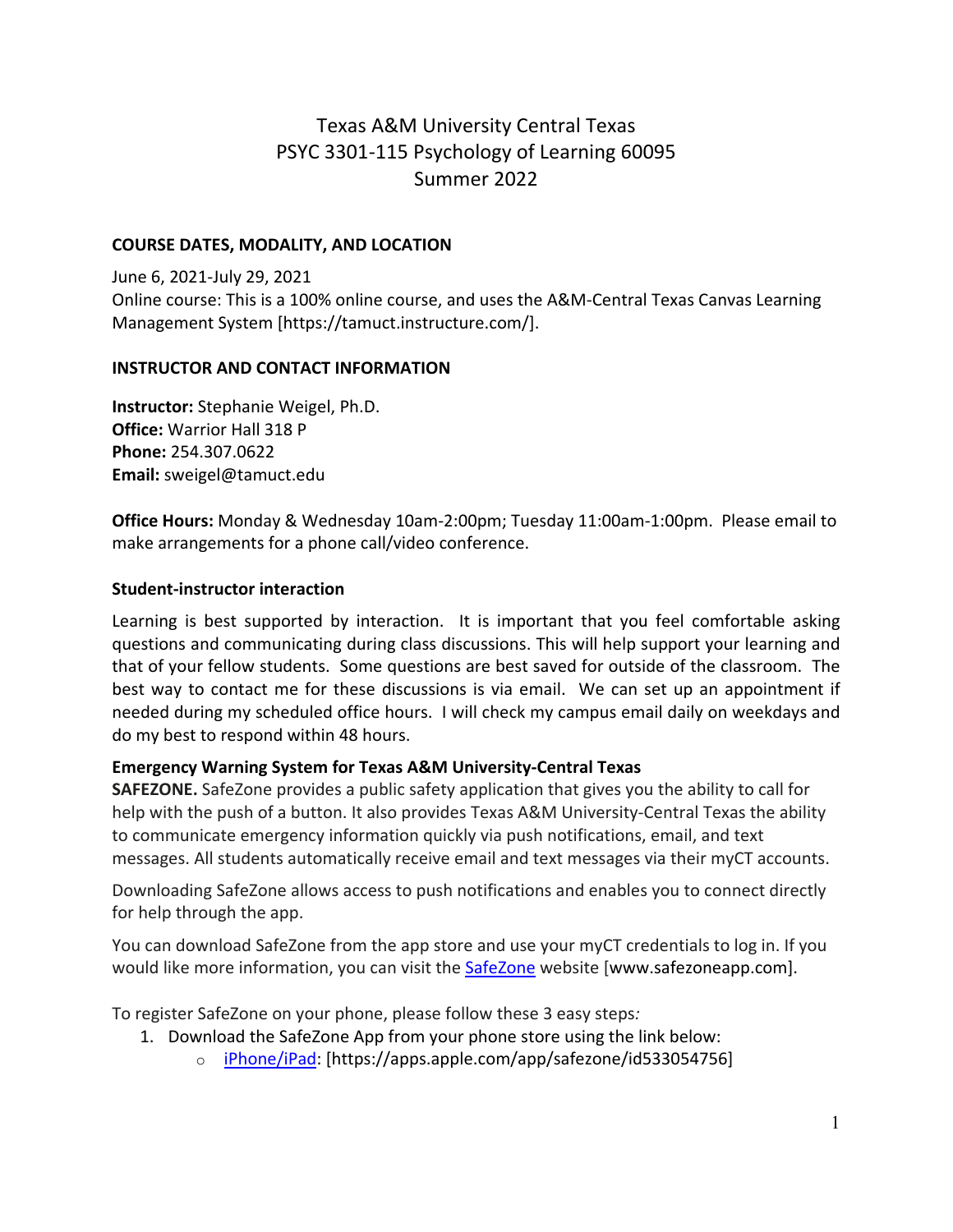# Texas A&M University Central Texas
# PSYC 3301-115 Psychology of Learning 60095
# Summer 2022

**COURSE DATES, MODALITY, AND LOCATION**

June 6, 2021-July 29, 2021
Online course: This is a 100% online course, and uses the A&M-Central Texas Canvas Learning Management System [https://tamuct.instructure.com/].

**INSTRUCTOR AND CONTACT INFORMATION**

**Instructor:** Stephanie Weigel, Ph.D.
**Office:** Warrior Hall 318 P
**Phone:** 254.307.0622
**Email:** sweigel@tamuct.edu

**Office Hours:** Monday & Wednesday 10am-2:00pm; Tuesday 11:00am-1:00pm. Please email to make arrangements for a phone call/video conference.

**Student-instructor interaction**

Learning is best supported by interaction. It is important that you feel comfortable asking questions and communicating during class discussions. This will help support your learning and that of your fellow students. Some questions are best saved for outside of the classroom. The best way to contact me for these discussions is via email. We can set up an appointment if needed during my scheduled office hours. I will check my campus email daily on weekdays and do my best to respond within 48 hours.

**Emergency Warning System for Texas A&M University-Central Texas**

**SAFEZONE.** SafeZone provides a public safety application that gives you the ability to call for help with the push of a button. It also provides Texas A&M University-Central Texas the ability to communicate emergency information quickly via push notifications, email, and text messages. All students automatically receive email and text messages via their myCT accounts.

Downloading SafeZone allows access to push notifications and enables you to connect directly for help through the app.

You can download SafeZone from the app store and use your myCT credentials to log in. If you would like more information, you can visit the SafeZone website [www.safezoneapp.com].

To register SafeZone on your phone, please follow these 3 easy steps*:*

1. Download the SafeZone App from your phone store using the link below:
   - iPhone/iPad: [https://apps.apple.com/app/safezone/id533054756]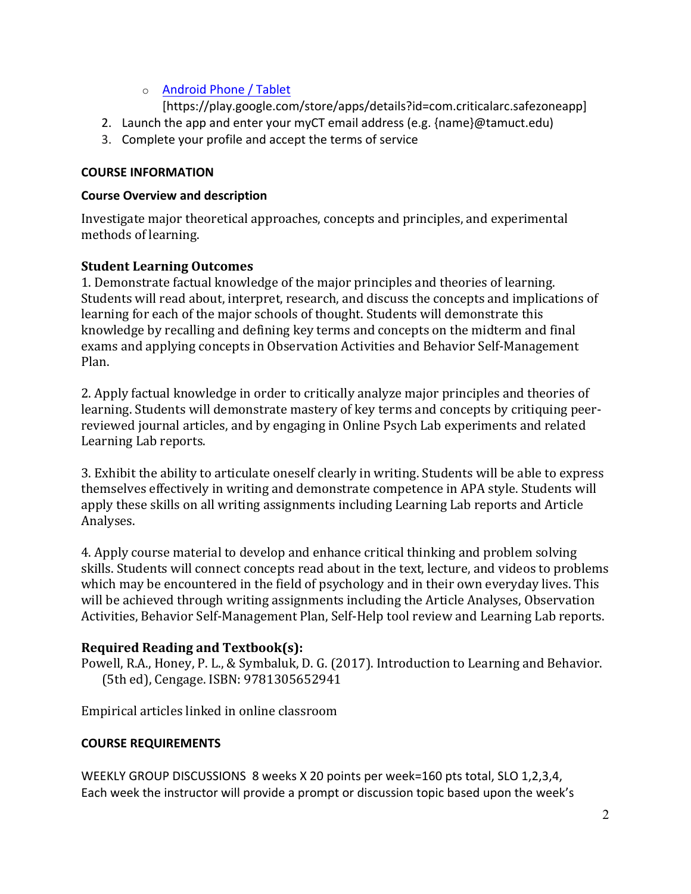- [Android Phone / Tablet](https://play.google.com/store/apps/details?id=com.criticalarc.safezoneapp)
  [https://play.google.com/store/apps/details?id=com.criticalarc.safezoneapp]

2. Launch the app and enter your myCT email address (e.g. {name}@tamuct.edu)
3. Complete your profile and accept the terms of service

## COURSE INFORMATION

### Course Overview and description

Investigate major theoretical approaches, concepts and principles, and experimental methods of learning.

### Student Learning Outcomes

1. Demonstrate factual knowledge of the major principles and theories of learning. Students will read about, interpret, research, and discuss the concepts and implications of learning for each of the major schools of thought. Students will demonstrate this knowledge by recalling and defining key terms and concepts on the midterm and final exams and applying concepts in Observation Activities and Behavior Self-Management Plan.

2. Apply factual knowledge in order to critically analyze major principles and theories of learning. Students will demonstrate mastery of key terms and concepts by critiquing peer-reviewed journal articles, and by engaging in Online Psych Lab experiments and related Learning Lab reports.

3. Exhibit the ability to articulate oneself clearly in writing. Students will be able to express themselves effectively in writing and demonstrate competence in APA style. Students will apply these skills on all writing assignments including Learning Lab reports and Article Analyses.

4. Apply course material to develop and enhance critical thinking and problem solving skills. Students will connect concepts read about in the text, lecture, and videos to problems which may be encountered in the field of psychology and in their own everyday lives. This will be achieved through writing assignments including the Article Analyses, Observation Activities, Behavior Self-Management Plan, Self-Help tool review and Learning Lab reports.

### Required Reading and Textbook(s):

Powell, R.A., Honey, P. L., & Symbaluk, D. G. (2017). Introduction to Learning and Behavior. (5th ed), Cengage. ISBN: 9781305652941

Empirical articles linked in online classroom

## COURSE REQUIREMENTS

WEEKLY GROUP DISCUSSIONS 8 weeks X 20 points per week=160 pts total, SLO 1,2,3,4,
Each week the instructor will provide a prompt or discussion topic based upon the week's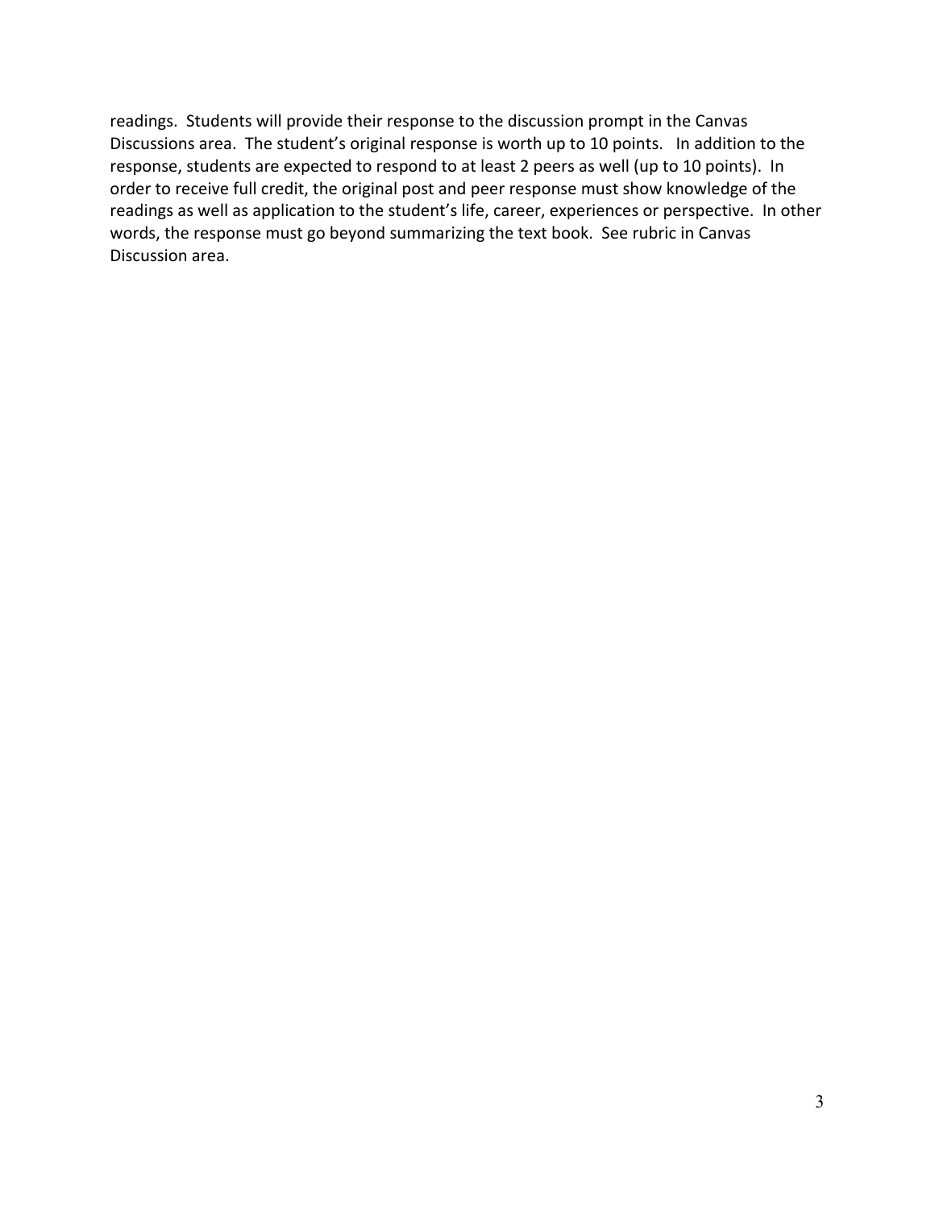readings. Students will provide their response to the discussion prompt in the Canvas Discussions area. The student's original response is worth up to 10 points. In addition to the response, students are expected to respond to at least 2 peers as well (up to 10 points). In order to receive full credit, the original post and peer response must show knowledge of the readings as well as application to the student's life, career, experiences or perspective. In other words, the response must go beyond summarizing the text book. See rubric in Canvas Discussion area.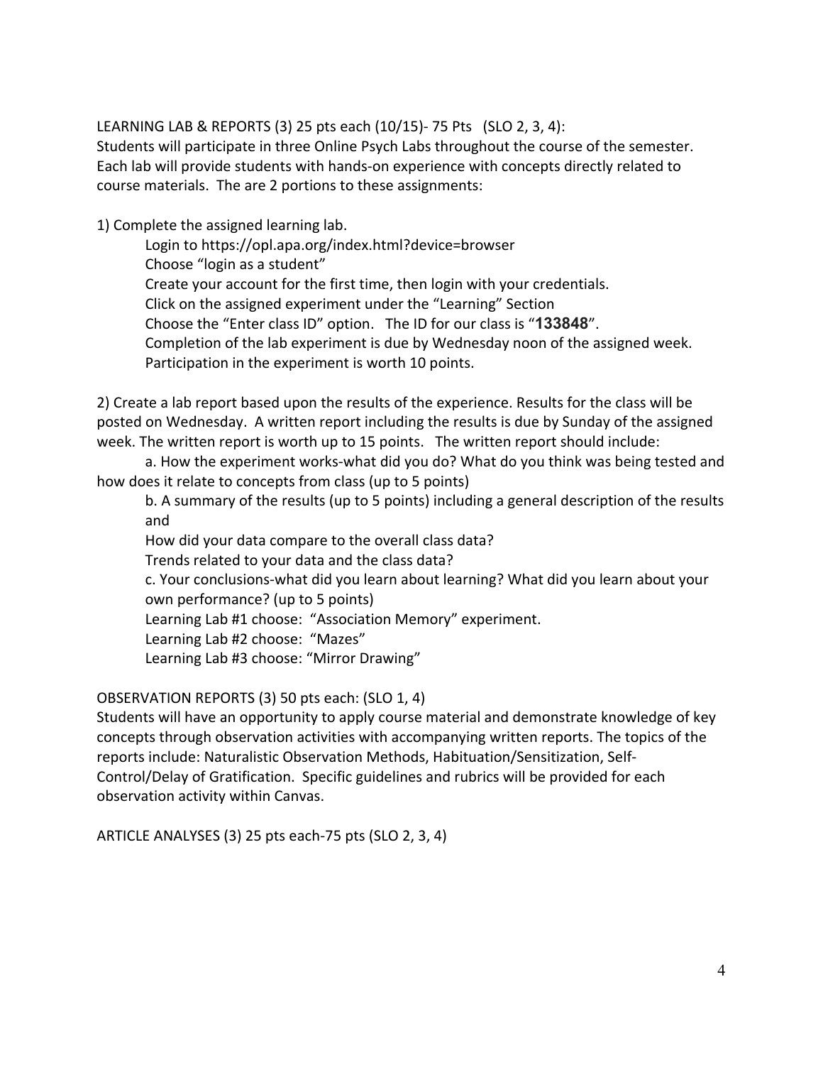LEARNING LAB & REPORTS (3) 25 pts each (10/15)- 75 Pts (SLO 2, 3, 4):
Students will participate in three Online Psych Labs throughout the course of the semester. Each lab will provide students with hands-on experience with concepts directly related to course materials. The are 2 portions to these assignments:

1) Complete the assigned learning lab.

    Login to https://opl.apa.org/index.html?device=browser
    Choose "login as a student"
    Create your account for the first time, then login with your credentials.
    Click on the assigned experiment under the "Learning" Section
    Choose the "Enter class ID" option. The ID for our class is "**133848**".
    Completion of the lab experiment is due by Wednesday noon of the assigned week.
    Participation in the experiment is worth 10 points.

2) Create a lab report based upon the results of the experience. Results for the class will be posted on Wednesday. A written report including the results is due by Sunday of the assigned week. The written report is worth up to 15 points. The written report should include:

    a. How the experiment works-what did you do? What do you think was being tested and how does it relate to concepts from class (up to 5 points)

    b. A summary of the results (up to 5 points) including a general description of the results and
    How did your data compare to the overall class data?
    Trends related to your data and the class data?

    c. Your conclusions-what did you learn about learning? What did you learn about your own performance? (up to 5 points)

    Learning Lab #1 choose: "Association Memory" experiment.
    Learning Lab #2 choose: "Mazes"
    Learning Lab #3 choose: "Mirror Drawing"

OBSERVATION REPORTS (3) 50 pts each: (SLO 1, 4)
Students will have an opportunity to apply course material and demonstrate knowledge of key concepts through observation activities with accompanying written reports. The topics of the reports include: Naturalistic Observation Methods, Habituation/Sensitization, Self-Control/Delay of Gratification. Specific guidelines and rubrics will be provided for each observation activity within Canvas.

ARTICLE ANALYSES (3) 25 pts each-75 pts (SLO 2, 3, 4)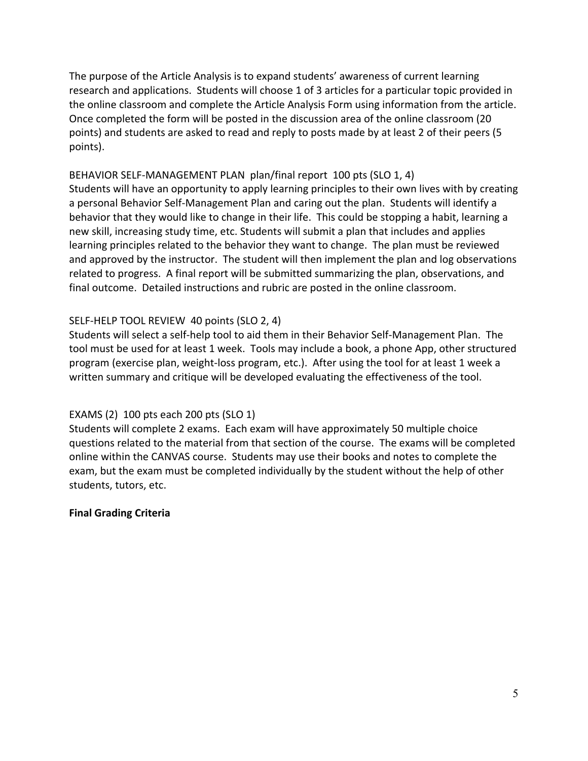The purpose of the Article Analysis is to expand students' awareness of current learning research and applications. Students will choose 1 of 3 articles for a particular topic provided in the online classroom and complete the Article Analysis Form using information from the article. Once completed the form will be posted in the discussion area of the online classroom (20 points) and students are asked to read and reply to posts made by at least 2 of their peers (5 points).

BEHAVIOR SELF-MANAGEMENT PLAN plan/final report 100 pts (SLO 1, 4)

Students will have an opportunity to apply learning principles to their own lives with by creating a personal Behavior Self-Management Plan and caring out the plan. Students will identify a behavior that they would like to change in their life. This could be stopping a habit, learning a new skill, increasing study time, etc. Students will submit a plan that includes and applies learning principles related to the behavior they want to change. The plan must be reviewed and approved by the instructor. The student will then implement the plan and log observations related to progress. A final report will be submitted summarizing the plan, observations, and final outcome. Detailed instructions and rubric are posted in the online classroom.

SELF-HELP TOOL REVIEW 40 points (SLO 2, 4)

Students will select a self-help tool to aid them in their Behavior Self-Management Plan. The tool must be used for at least 1 week. Tools may include a book, a phone App, other structured program (exercise plan, weight-loss program, etc.). After using the tool for at least 1 week a written summary and critique will be developed evaluating the effectiveness of the tool.

EXAMS (2) 100 pts each 200 pts (SLO 1)

Students will complete 2 exams. Each exam will have approximately 50 multiple choice questions related to the material from that section of the course. The exams will be completed online within the CANVAS course. Students may use their books and notes to complete the exam, but the exam must be completed individually by the student without the help of other students, tutors, etc.

**Final Grading Criteria**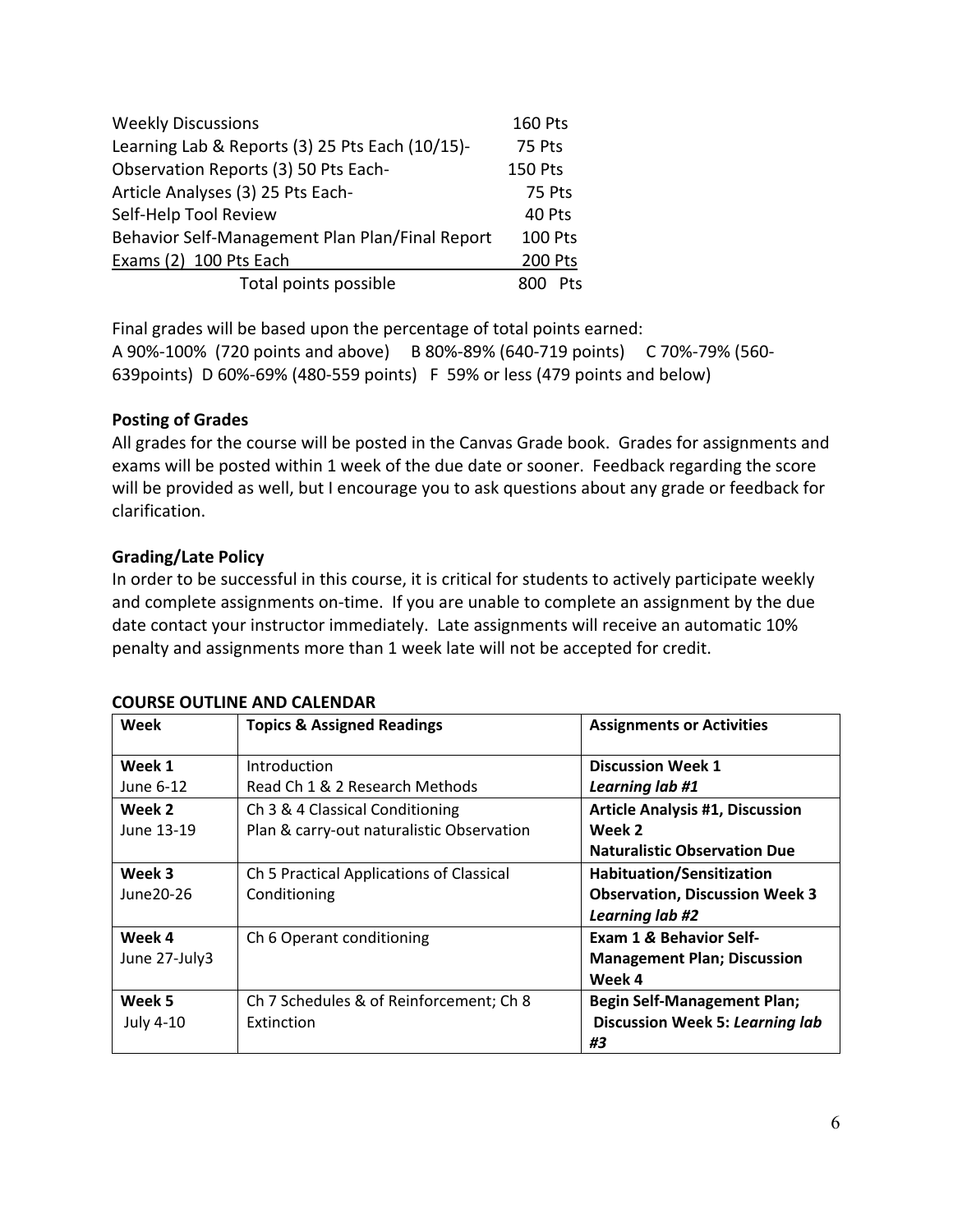| | |
|---|---|
| Weekly Discussions | 160 Pts |
| Learning Lab & Reports (3) 25 Pts Each (10/15)- | 75 Pts |
| Observation Reports (3) 50 Pts Each- | 150 Pts |
| Article Analyses (3) 25 Pts Each- | 75 Pts |
| Self-Help Tool Review | 40 Pts |
| Behavior Self-Management Plan Plan/Final Report | 100 Pts |
| Exams (2) 100 Pts Each | 200 Pts |
| Total points possible | 800 Pts |

Final grades will be based upon the percentage of total points earned:
A 90%-100% (720 points and above) B 80%-89% (640-719 points) C 70%-79% (560-639points) D 60%-69% (480-559 points) F 59% or less (479 points and below)

**Posting of Grades**

All grades for the course will be posted in the Canvas Grade book. Grades for assignments and exams will be posted within 1 week of the due date or sooner. Feedback regarding the score will be provided as well, but I encourage you to ask questions about any grade or feedback for clarification.

**Grading/Late Policy**

In order to be successful in this course, it is critical for students to actively participate weekly and complete assignments on-time. If you are unable to complete an assignment by the due date contact your instructor immediately. Late assignments will receive an automatic 10% penalty and assignments more than 1 week late will not be accepted for credit.

**COURSE OUTLINE AND CALENDAR**

| Week | Topics & Assigned Readings | Assignments or Activities |
|---|---|---|
| **Week 1** June 6-12 | Introduction Read Ch 1 & 2 Research Methods | **Discussion Week 1** ***Learning lab #1*** |
| **Week 2** June 13-19 | Ch 3 & 4 Classical Conditioning Plan & carry-out naturalistic Observation | **Article Analysis #1, Discussion Week 2** **Naturalistic Observation Due** |
| **Week 3** June20-26 | Ch 5 Practical Applications of Classical Conditioning | **Habituation/Sensitization Observation, Discussion Week 3** ***Learning lab #2*** |
| **Week 4** June 27-July3 | Ch 6 Operant conditioning | **Exam 1 & Behavior Self-Management Plan; Discussion Week 4** |
| **Week 5** July 4-10 | Ch 7 Schedules & of Reinforcement; Ch 8 Extinction | **Begin Self-Management Plan; Discussion Week 5:** ***Learning lab #3*** |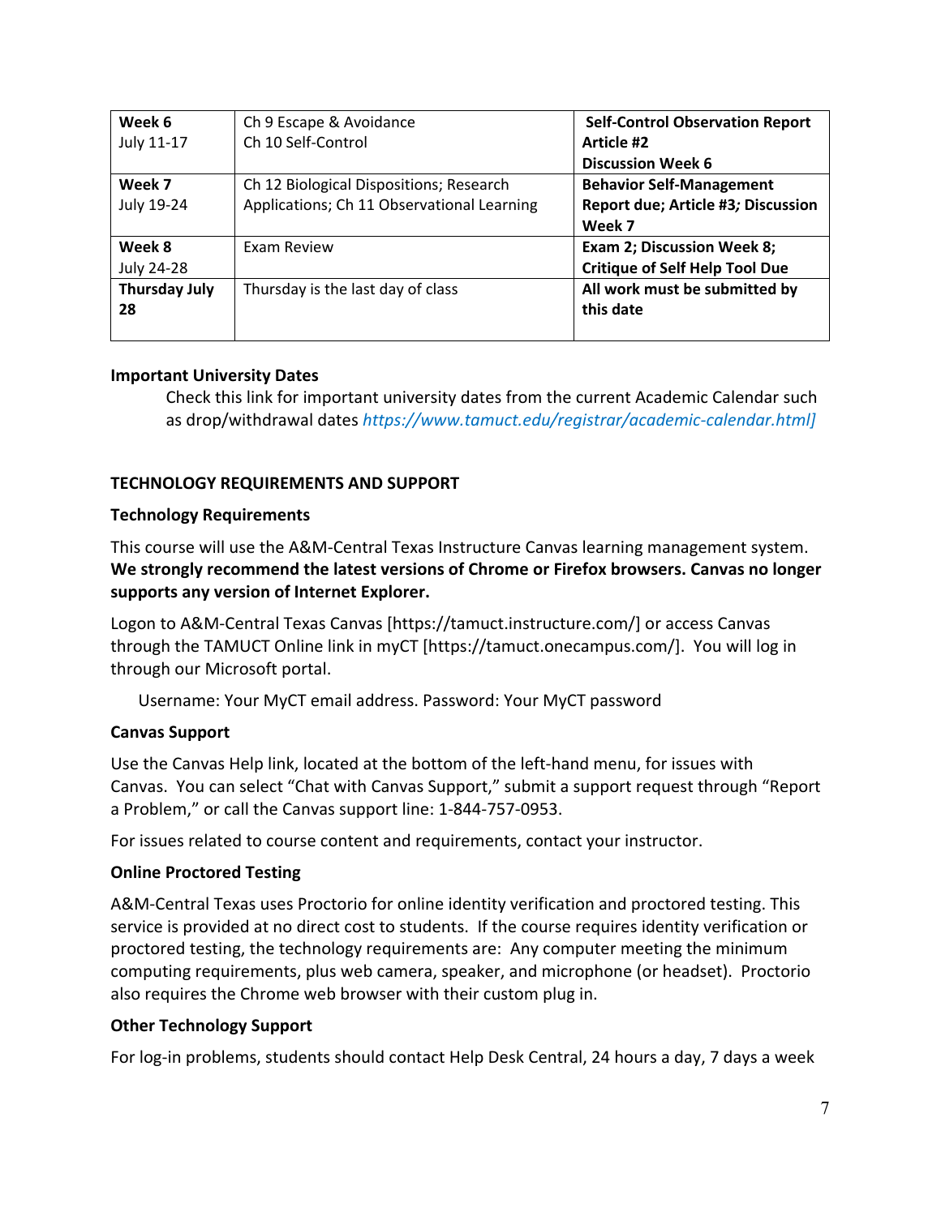| **Week 6** July 11-17 | Ch 9 Escape & Avoidance Ch 10 Self-Control | **Self-Control Observation Report Article #2 Discussion Week 6** |
|---|---|---|
| **Week 7** July 19-24 | Ch 12 Biological Dispositions; Research Applications; Ch 11 Observational Learning | **Behavior Self-Management Report due; Article #3; Discussion Week 7** |
| **Week 8** July 24-28 | Exam Review | **Exam 2; Discussion Week 8; Critique of Self Help Tool Due** |
| **Thursday July 28** | Thursday is the last day of class | **All work must be submitted by this date** |

**Important University Dates**

Check this link for important university dates from the current Academic Calendar such as drop/withdrawal dates *https://www.tamuct.edu/registrar/academic-calendar.html]*

## TECHNOLOGY REQUIREMENTS AND SUPPORT

### Technology Requirements

This course will use the A&M-Central Texas Instructure Canvas learning management system. **We strongly recommend the latest versions of Chrome or Firefox browsers. Canvas no longer supports any version of Internet Explorer.**

Logon to A&M-Central Texas Canvas [https://tamuct.instructure.com/] or access Canvas through the TAMUCT Online link in myCT [https://tamuct.onecampus.com/]. You will log in through our Microsoft portal.

Username: Your MyCT email address. Password: Your MyCT password

### Canvas Support

Use the Canvas Help link, located at the bottom of the left-hand menu, for issues with Canvas. You can select "Chat with Canvas Support," submit a support request through "Report a Problem," or call the Canvas support line: 1-844-757-0953.

For issues related to course content and requirements, contact your instructor.

### Online Proctored Testing

A&M-Central Texas uses Proctorio for online identity verification and proctored testing. This service is provided at no direct cost to students. If the course requires identity verification or proctored testing, the technology requirements are: Any computer meeting the minimum computing requirements, plus web camera, speaker, and microphone (or headset). Proctorio also requires the Chrome web browser with their custom plug in.

### Other Technology Support

For log-in problems, students should contact Help Desk Central, 24 hours a day, 7 days a week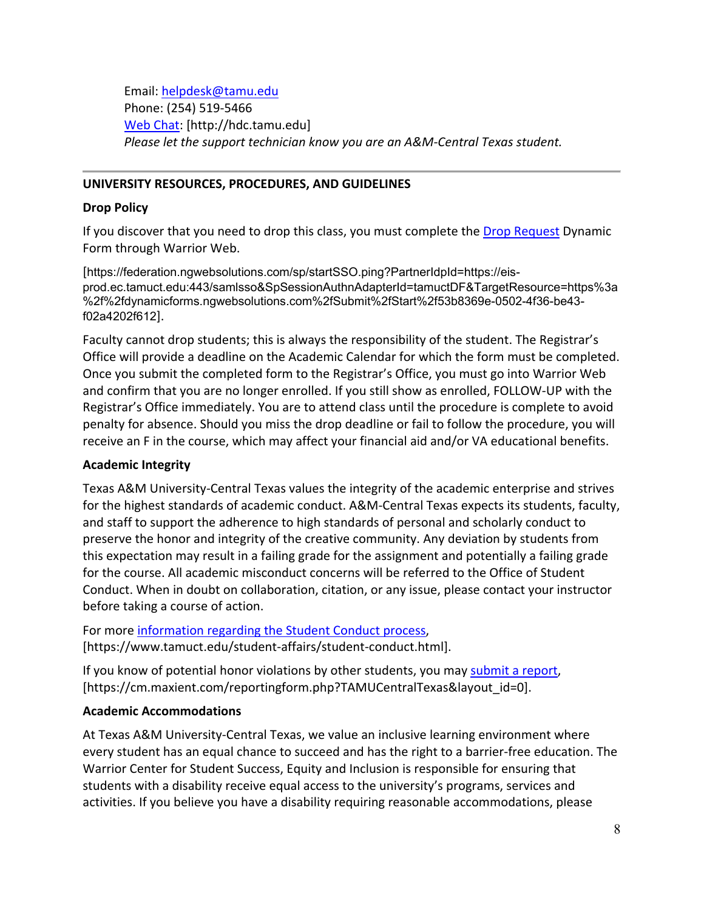Email: [helpdesk@tamu.edu](mailto:helpdesk@tamu.edu)
Phone: (254) 519-5466
[Web Chat](http://hdc.tamu.edu): [http://hdc.tamu.edu]
*Please let the support technician know you are an A&M-Central Texas student.*

---

**UNIVERSITY RESOURCES, PROCEDURES, AND GUIDELINES**

**Drop Policy**

If you discover that you need to drop this class, you must complete the [Drop Request](https://federation.ngwebsolutions.com/sp/startSSO.ping?PartnerIdpId=https://eis-prod.ec.tamuct.edu:443/samlsso&SpSessionAuthnAdapterId=tamuctDF&TargetResource=https%3a%2f%2fdynamicforms.ngwebsolutions.com%2fSubmit%2fStart%2f53b8369e-0502-4f36-be43-f02a4202f612) Dynamic Form through Warrior Web.

[https://federation.ngwebsolutions.com/sp/startSSO.ping?PartnerIdpId=https://eis-prod.ec.tamuct.edu:443/samlsso&SpSessionAuthnAdapterId=tamuctDF&TargetResource=https%3a%2f%2fdynamicforms.ngwebsolutions.com%2fSubmit%2fStart%2f53b8369e-0502-4f36-be43-f02a4202f612].

Faculty cannot drop students; this is always the responsibility of the student. The Registrar's Office will provide a deadline on the Academic Calendar for which the form must be completed. Once you submit the completed form to the Registrar's Office, you must go into Warrior Web and confirm that you are no longer enrolled. If you still show as enrolled, FOLLOW-UP with the Registrar's Office immediately. You are to attend class until the procedure is complete to avoid penalty for absence. Should you miss the drop deadline or fail to follow the procedure, you will receive an F in the course, which may affect your financial aid and/or VA educational benefits.

**Academic Integrity**

Texas A&M University-Central Texas values the integrity of the academic enterprise and strives for the highest standards of academic conduct. A&M-Central Texas expects its students, faculty, and staff to support the adherence to high standards of personal and scholarly conduct to preserve the honor and integrity of the creative community. Any deviation by students from this expectation may result in a failing grade for the assignment and potentially a failing grade for the course. All academic misconduct concerns will be referred to the Office of Student Conduct. When in doubt on collaboration, citation, or any issue, please contact your instructor before taking a course of action.

For more [information regarding the Student Conduct process](https://www.tamuct.edu/student-affairs/student-conduct.html), [https://www.tamuct.edu/student-affairs/student-conduct.html].

If you know of potential honor violations by other students, you may [submit a report](https://cm.maxient.com/reportingform.php?TAMUCentralTexas&layout_id=0), [https://cm.maxient.com/reportingform.php?TAMUCentralTexas&layout_id=0].

**Academic Accommodations**

At Texas A&M University-Central Texas, we value an inclusive learning environment where every student has an equal chance to succeed and has the right to a barrier-free education. The Warrior Center for Student Success, Equity and Inclusion is responsible for ensuring that students with a disability receive equal access to the university's programs, services and activities. If you believe you have a disability requiring reasonable accommodations, please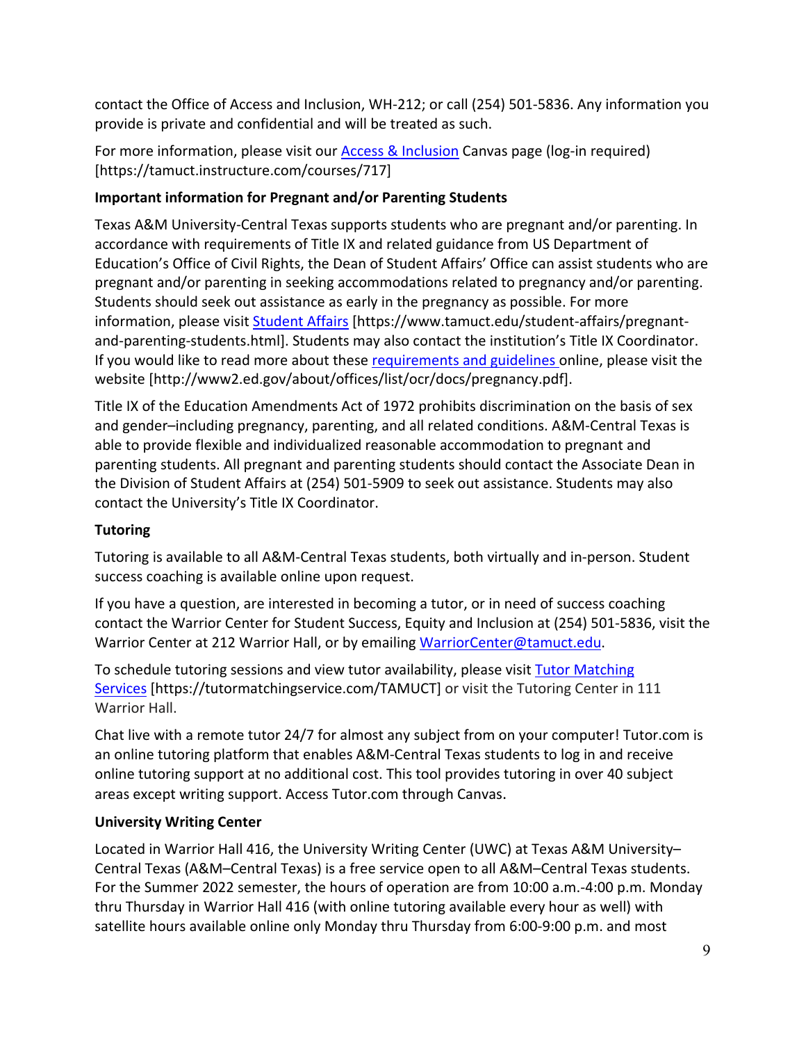contact the Office of Access and Inclusion, WH-212; or call (254) 501-5836. Any information you provide is private and confidential and will be treated as such.

For more information, please visit our [Access & Inclusion](https://tamuct.instructure.com/courses/717) Canvas page (log-in required) [https://tamuct.instructure.com/courses/717]

**Important information for Pregnant and/or Parenting Students**

Texas A&M University-Central Texas supports students who are pregnant and/or parenting. In accordance with requirements of Title IX and related guidance from US Department of Education's Office of Civil Rights, the Dean of Student Affairs' Office can assist students who are pregnant and/or parenting in seeking accommodations related to pregnancy and/or parenting. Students should seek out assistance as early in the pregnancy as possible. For more information, please visit [Student Affairs](https://www.tamuct.edu/student-affairs/pregnant-and-parenting-students.html) [https://www.tamuct.edu/student-affairs/pregnant-and-parenting-students.html]. Students may also contact the institution's Title IX Coordinator. If you would like to read more about these [requirements and guidelines](http://www2.ed.gov/about/offices/list/ocr/docs/pregnancy.pdf) online, please visit the website [http://www2.ed.gov/about/offices/list/ocr/docs/pregnancy.pdf].

Title IX of the Education Amendments Act of 1972 prohibits discrimination on the basis of sex and gender–including pregnancy, parenting, and all related conditions. A&M-Central Texas is able to provide flexible and individualized reasonable accommodation to pregnant and parenting students. All pregnant and parenting students should contact the Associate Dean in the Division of Student Affairs at (254) 501-5909 to seek out assistance. Students may also contact the University's Title IX Coordinator.

**Tutoring**

Tutoring is available to all A&M-Central Texas students, both virtually and in-person. Student success coaching is available online upon request.

If you have a question, are interested in becoming a tutor, or in need of success coaching contact the Warrior Center for Student Success, Equity and Inclusion at (254) 501-5836, visit the Warrior Center at 212 Warrior Hall, or by emailing [WarriorCenter@tamuct.edu](mailto:WarriorCenter@tamuct.edu).

To schedule tutoring sessions and view tutor availability, please visit [Tutor Matching Services](https://tutormatchingservice.com/TAMUCT) [https://tutormatchingservice.com/TAMUCT] or visit the Tutoring Center in 111 Warrior Hall.

Chat live with a remote tutor 24/7 for almost any subject from on your computer! Tutor.com is an online tutoring platform that enables A&M-Central Texas students to log in and receive online tutoring support at no additional cost. This tool provides tutoring in over 40 subject areas except writing support. Access Tutor.com through Canvas.

**University Writing Center**

Located in Warrior Hall 416, the University Writing Center (UWC) at Texas A&M University–Central Texas (A&M–Central Texas) is a free service open to all A&M–Central Texas students. For the Summer 2022 semester, the hours of operation are from 10:00 a.m.-4:00 p.m. Monday thru Thursday in Warrior Hall 416 (with online tutoring available every hour as well) with satellite hours available online only Monday thru Thursday from 6:00-9:00 p.m. and most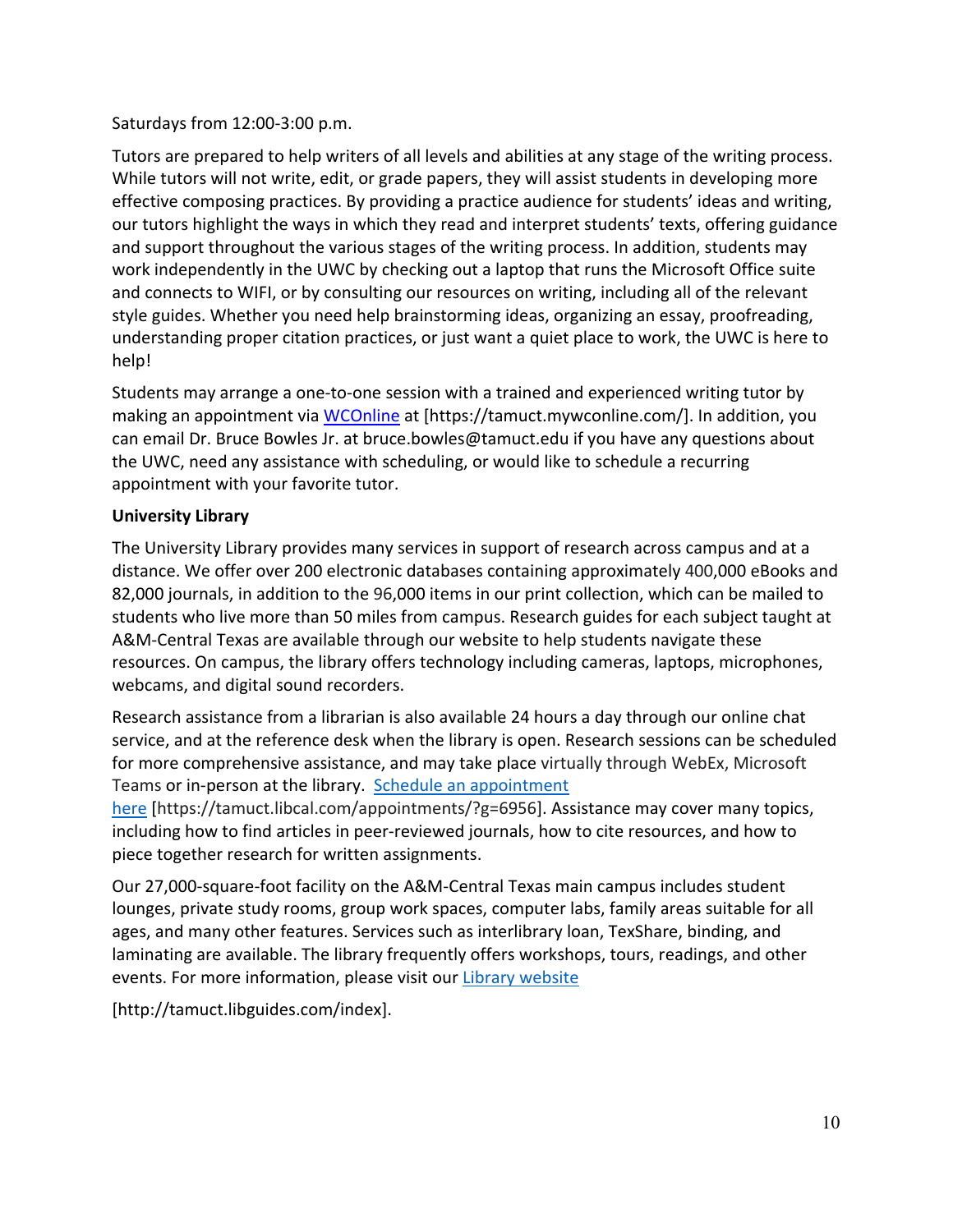Saturdays from 12:00-3:00 p.m.

Tutors are prepared to help writers of all levels and abilities at any stage of the writing process. While tutors will not write, edit, or grade papers, they will assist students in developing more effective composing practices. By providing a practice audience for students' ideas and writing, our tutors highlight the ways in which they read and interpret students' texts, offering guidance and support throughout the various stages of the writing process. In addition, students may work independently in the UWC by checking out a laptop that runs the Microsoft Office suite and connects to WIFI, or by consulting our resources on writing, including all of the relevant style guides. Whether you need help brainstorming ideas, organizing an essay, proofreading, understanding proper citation practices, or just want a quiet place to work, the UWC is here to help!

Students may arrange a one-to-one session with a trained and experienced writing tutor by making an appointment via WCOnline at [https://tamuct.mywconline.com/]. In addition, you can email Dr. Bruce Bowles Jr. at bruce.bowles@tamuct.edu if you have any questions about the UWC, need any assistance with scheduling, or would like to schedule a recurring appointment with your favorite tutor.

**University Library**

The University Library provides many services in support of research across campus and at a distance. We offer over 200 electronic databases containing approximately 400,000 eBooks and 82,000 journals, in addition to the 96,000 items in our print collection, which can be mailed to students who live more than 50 miles from campus. Research guides for each subject taught at A&M-Central Texas are available through our website to help students navigate these resources. On campus, the library offers technology including cameras, laptops, microphones, webcams, and digital sound recorders.

Research assistance from a librarian is also available 24 hours a day through our online chat service, and at the reference desk when the library is open. Research sessions can be scheduled for more comprehensive assistance, and may take place virtually through WebEx, Microsoft Teams or in-person at the library. Schedule an appointment here [https://tamuct.libcal.com/appointments/?g=6956]. Assistance may cover many topics, including how to find articles in peer-reviewed journals, how to cite resources, and how to piece together research for written assignments.

Our 27,000-square-foot facility on the A&M-Central Texas main campus includes student lounges, private study rooms, group work spaces, computer labs, family areas suitable for all ages, and many other features. Services such as interlibrary loan, TexShare, binding, and laminating are available. The library frequently offers workshops, tours, readings, and other events. For more information, please visit our Library website

[http://tamuct.libguides.com/index].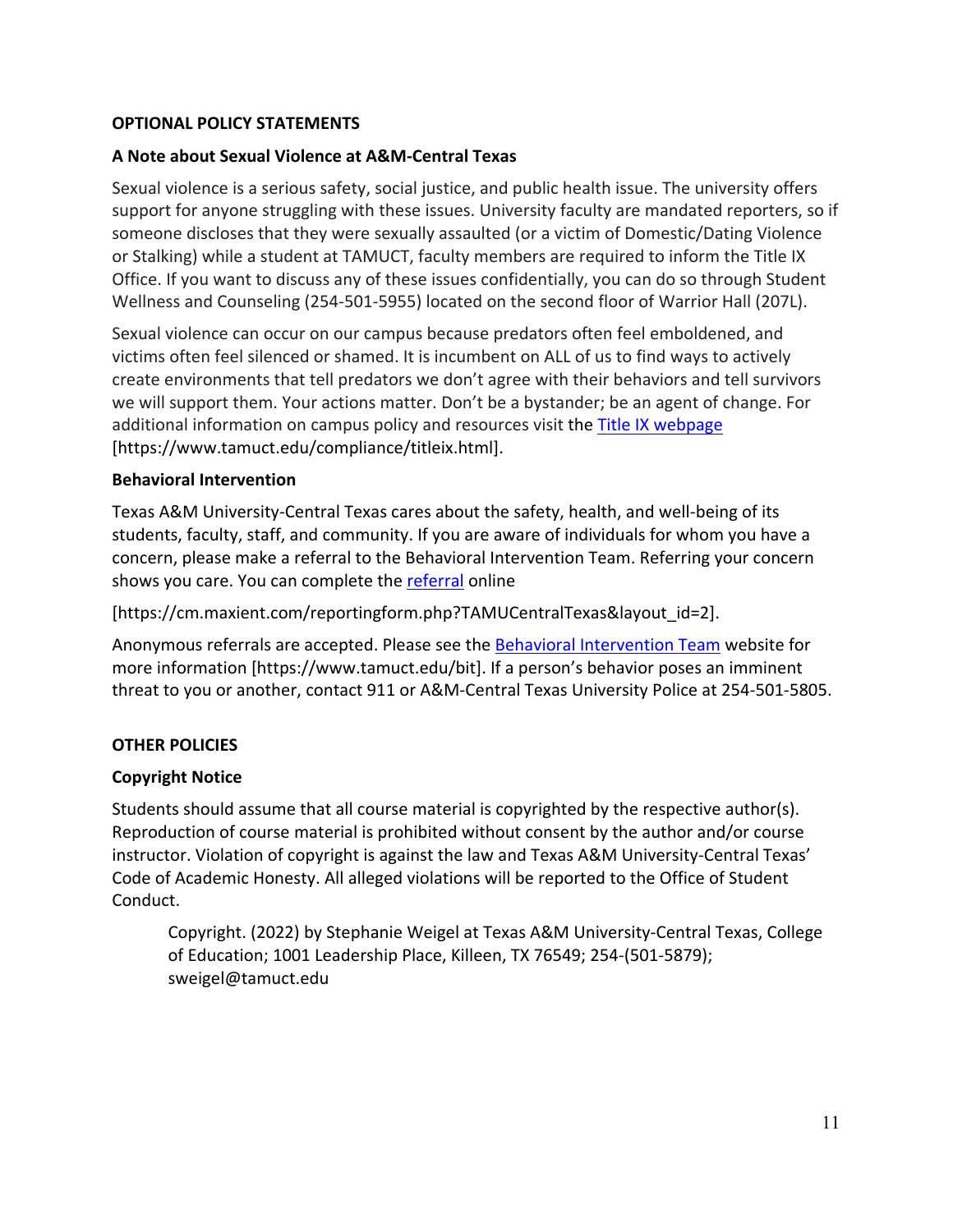**OPTIONAL POLICY STATEMENTS**

**A Note about Sexual Violence at A&M-Central Texas**

Sexual violence is a serious safety, social justice, and public health issue. The university offers support for anyone struggling with these issues. University faculty are mandated reporters, so if someone discloses that they were sexually assaulted (or a victim of Domestic/Dating Violence or Stalking) while a student at TAMUCT, faculty members are required to inform the Title IX Office. If you want to discuss any of these issues confidentially, you can do so through Student Wellness and Counseling (254-501-5955) located on the second floor of Warrior Hall (207L).

Sexual violence can occur on our campus because predators often feel emboldened, and victims often feel silenced or shamed. It is incumbent on ALL of us to find ways to actively create environments that tell predators we don't agree with their behaviors and tell survivors we will support them. Your actions matter. Don't be a bystander; be an agent of change. For additional information on campus policy and resources visit the Title IX webpage [https://www.tamuct.edu/compliance/titleix.html].

**Behavioral Intervention**

Texas A&M University-Central Texas cares about the safety, health, and well-being of its students, faculty, staff, and community. If you are aware of individuals for whom you have a concern, please make a referral to the Behavioral Intervention Team. Referring your concern shows you care. You can complete the referral online

[https://cm.maxient.com/reportingform.php?TAMUCentralTexas&layout_id=2].

Anonymous referrals are accepted. Please see the Behavioral Intervention Team website for more information [https://www.tamuct.edu/bit]. If a person's behavior poses an imminent threat to you or another, contact 911 or A&M-Central Texas University Police at 254-501-5805.

**OTHER POLICIES**

**Copyright Notice**

Students should assume that all course material is copyrighted by the respective author(s). Reproduction of course material is prohibited without consent by the author and/or course instructor. Violation of copyright is against the law and Texas A&M University-Central Texas' Code of Academic Honesty. All alleged violations will be reported to the Office of Student Conduct.

> Copyright. (2022) by Stephanie Weigel at Texas A&M University-Central Texas, College of Education; 1001 Leadership Place, Killeen, TX 76549; 254-(501-5879); sweigel@tamuct.edu